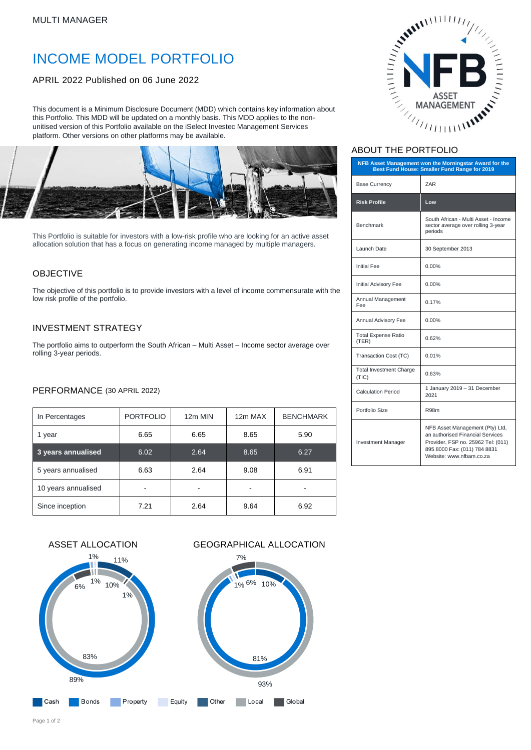MULTI MANAGER

# INCOME MODEL PORTFOLIO

APRIL 2022 Published on 06 June 2022

This document is a Minimum Disclosure Document (MDD) which contains key information about this Portfolio. This MDD will be updated on a monthly basis. This MDD applies to the non-unitised version of this Portfolio available on the iSelect Investec Management Services platform. Other versions on other platforms may be available.

This Portfolio is suitable for investors with a low-risk profile who are looking for an active asset allocation solution that has a focus on generating income managed by multiple managers.

## OBJECTIVE

The objective of this portfolio is to provide investors with a level of income commensurate with the low risk profile of the portfolio.

## INVESTMENT STRATEGY

The portfolio aims to outperform the South African – Multi Asset – Income sector average over rolling 3-year periods.

## PERFORMANCE (30 APRIL 2022)

| In Percentages | PORTFOLIO | 12m MIN | 12m MAX | BENCHMARK |
|---|---|---|---|---|
| 1 year | 6.65 | 6.65 | 8.65 | 5.90 |
| **3 years annualised** | 6.02 | 2.64 | 8.65 | 6.27 |
| 5 years annualised | 6.63 | 2.64 | 9.08 | 6.91 |
| 10 years annualised | - | - | - | - |
| Since inception | 7.21 | 2.64 | 9.64 | 6.92 |

## ASSET ALLOCATION

Inner ring: Cash 10%, Bonds 83%, Property 1%, Equity 1%, Other 6%
Outer ring: Local 89%, Global 11%

## GEOGRAPHICAL ALLOCATION

Inner ring: Cash 10%, Bonds 81%, Property 1%, Other 6%
Outer ring: Local 93%, Global 7%

Legend: Cash, Bonds, Property, Equity, Other, Local, Global

## ABOUT THE PORTFOLIO

| NFB Asset Management won the Morningstar Award for the Best Fund House: Smaller Fund Range for 2019 | |
|---|---|
| Base Currency | ZAR |
| **Risk Profile** | **Low** |
| Benchmark | South African - Multi Asset - Income sector average over rolling 3-year periods |
| Launch Date | 30 September 2013 |
| Initial Fee | 0.00% |
| Initial Advisory Fee | 0.00% |
| Annual Management Fee | 0.17% |
| Annual Advisory Fee | 0.00% |
| Total Expense Ratio (TER) | 0.62% |
| Transaction Cost (TC) | 0.01% |
| Total Investment Charge (TIC) | 0.63% |
| Calculation Period | 1 January 2019 – 31 December 2021 |
| Portfolio Size | R98m |
| Investment Manager | NFB Asset Management (Pty) Ltd, an authorised Financial Services Provider, FSP no. 25962 Tel: (011) 895 8000 Fax: (011) 784 8831 Website: www.nfbam.co.za |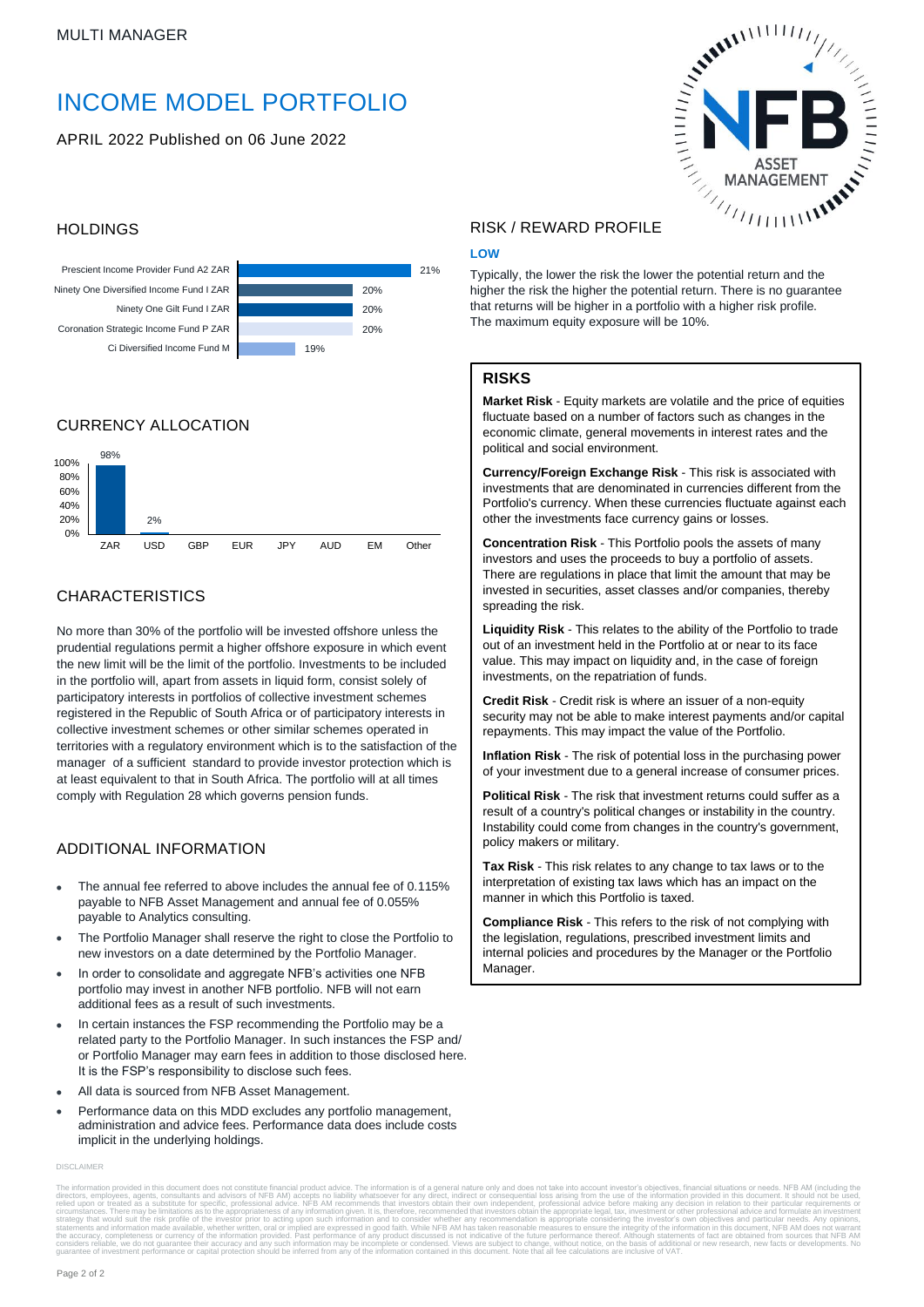MULTI MANAGER

# INCOME MODEL PORTFOLIO

APRIL 2022 Published on 06 June 2022

## HOLDINGS

Prescient Income Provider Fund A2 ZAR
Ninety One Diversified Income Fund I ZAR
Ninety One Gilt Fund I ZAR
Coronation Strategic Income Fund P ZAR
Ci Diversified Income Fund M

21%
20%
20%
20%
19%

## CURRENCY ALLOCATION

100%
80%
60%
40%
20%
0%

98%
2%

ZAR USD GBP EUR JPY AUD EM Other

## CHARACTERISTICS

No more than 30% of the portfolio will be invested offshore unless the prudential regulations permit a higher offshore exposure in which event the new limit will be the limit of the portfolio. Investments to be included in the portfolio will, apart from assets in liquid form, consist solely of participatory interests in portfolios of collective investment schemes registered in the Republic of South Africa or of participatory interests in collective investment schemes or other similar schemes operated in territories with a regulatory environment which is to the satisfaction of the manager of a sufficient standard to provide investor protection which is at least equivalent to that in South Africa. The portfolio will at all times comply with Regulation 28 which governs pension funds.

## ADDITIONAL INFORMATION

- The annual fee referred to above includes the annual fee of 0.115% payable to NFB Asset Management and annual fee of 0.055% payable to Analytics consulting.
- The Portfolio Manager shall reserve the right to close the Portfolio to new investors on a date determined by the Portfolio Manager.
- In order to consolidate and aggregate NFB's activities one NFB portfolio may invest in another NFB portfolio. NFB will not earn additional fees as a result of such investments.
- In certain instances the FSP recommending the Portfolio may be a related party to the Portfolio Manager. In such instances the FSP and/ or Portfolio Manager may earn fees in addition to those disclosed here. It is the FSP's responsibility to disclose such fees.
- All data is sourced from NFB Asset Management.
- Performance data on this MDD excludes any portfolio management, administration and advice fees. Performance data does include costs implicit in the underlying holdings.

## RISK / REWARD PROFILE

**LOW**

Typically, the lower the risk the lower the potential return and the higher the risk the higher the potential return. There is no guarantee that returns will be higher in a portfolio with a higher risk profile. The maximum equity exposure will be 10%.

## RISKS

**Market Risk** - Equity markets are volatile and the price of equities fluctuate based on a number of factors such as changes in the economic climate, general movements in interest rates and the political and social environment.

**Currency/Foreign Exchange Risk** - This risk is associated with investments that are denominated in currencies different from the Portfolio's currency. When these currencies fluctuate against each other the investments face currency gains or losses.

**Concentration Risk** - This Portfolio pools the assets of many investors and uses the proceeds to buy a portfolio of assets. There are regulations in place that limit the amount that may be invested in securities, asset classes and/or companies, thereby spreading the risk.

**Liquidity Risk** - This relates to the ability of the Portfolio to trade out of an investment held in the Portfolio at or near to its face value. This may impact on liquidity and, in the case of foreign investments, on the repatriation of funds.

**Credit Risk** - Credit risk is where an issuer of a non-equity security may not be able to make interest payments and/or capital repayments. This may impact the value of the Portfolio.

**Inflation Risk** - The risk of potential loss in the purchasing power of your investment due to a general increase of consumer prices.

**Political Risk** - The risk that investment returns could suffer as a result of a country's political changes or instability in the country. Instability could come from changes in the country's government, policy makers or military.

**Tax Risk** - This risk relates to any change to tax laws or to the interpretation of existing tax laws which has an impact on the manner in which this Portfolio is taxed.

**Compliance Risk** - This refers to the risk of not complying with the legislation, regulations, prescribed investment limits and internal policies and procedures by the Manager or the Portfolio Manager.

DISCLAIMER

The information provided in this document does not constitute financial product advice. The information is of a general nature only and does not take into account investor's objectives, financial situations or needs. NFB AM (including the directors, employees, agents, consultants and advisors of NFB AM) accepts no liability whatsoever for any direct, indirect or consequential loss arising from the use of the information provided in this document. It should not be used, relied upon or treated as a substitute for specific, professional advice. NFB AM recommends that investors obtain their own independent, professional advice before making any decision in relation to their particular requirements or circumstances. There may be limitations as to the appropriateness of any information given. It is, therefore, recommended that investors obtain the appropriate legal, tax, investment or other professional advice and formulate an investment strategy that would suit the risk profile of the investor prior to acting upon such information and to consider whether any recommendation is appropriate considering the investor's own objectives and particular needs. Any opinions, statements and information made available, whether written, oral or implied are expressed in good faith. While NFB AM has taken reasonable measures to ensure the integrity of the information in this document, NFB AM does not warrant the accuracy, completeness or currency of the information provided. Past performance of any product discussed is not indicative of the future performance thereof. Although statements of fact are obtained from sources that NFB AM considers reliable, we do not guarantee their accuracy and any such information may be incomplete or condensed. Views are subject to change, without notice, on the basis of additional or new research, new facts or developments. No guarantee of investment performance or capital protection should be inferred from any of the information contained in this document. Note that all fee calculations are inclusive of VAT.